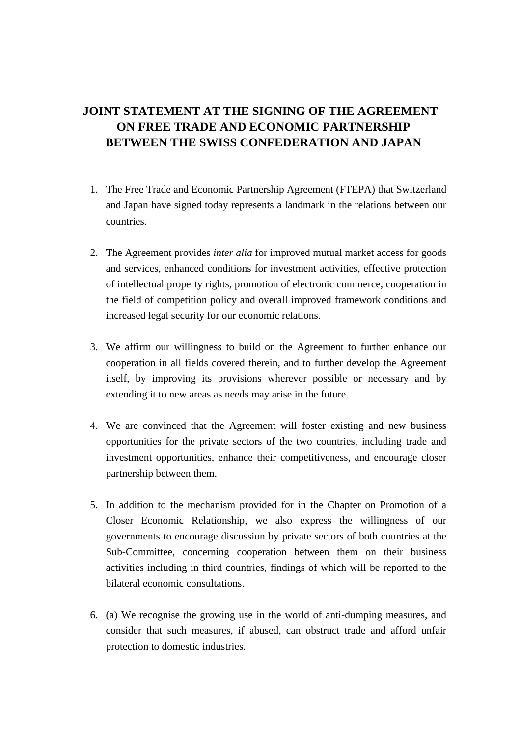# JOINT STATEMENT AT THE SIGNING OF THE AGREEMENT ON FREE TRADE AND ECONOMIC PARTNERSHIP BETWEEN THE SWISS CONFEDERATION AND JAPAN

1. The Free Trade and Economic Partnership Agreement (FTEPA) that Switzerland and Japan have signed today represents a landmark in the relations between our countries.

2. The Agreement provides *inter alia* for improved mutual market access for goods and services, enhanced conditions for investment activities, effective protection of intellectual property rights, promotion of electronic commerce, cooperation in the field of competition policy and overall improved framework conditions and increased legal security for our economic relations.

3. We affirm our willingness to build on the Agreement to further enhance our cooperation in all fields covered therein, and to further develop the Agreement itself, by improving its provisions wherever possible or necessary and by extending it to new areas as needs may arise in the future.

4. We are convinced that the Agreement will foster existing and new business opportunities for the private sectors of the two countries, including trade and investment opportunities, enhance their competitiveness, and encourage closer partnership between them.

5. In addition to the mechanism provided for in the Chapter on Promotion of a Closer Economic Relationship, we also express the willingness of our governments to encourage discussion by private sectors of both countries at the Sub-Committee, concerning cooperation between them on their business activities including in third countries, findings of which will be reported to the bilateral economic consultations.

6. (a) We recognise the growing use in the world of anti-dumping measures, and consider that such measures, if abused, can obstruct trade and afford unfair protection to domestic industries.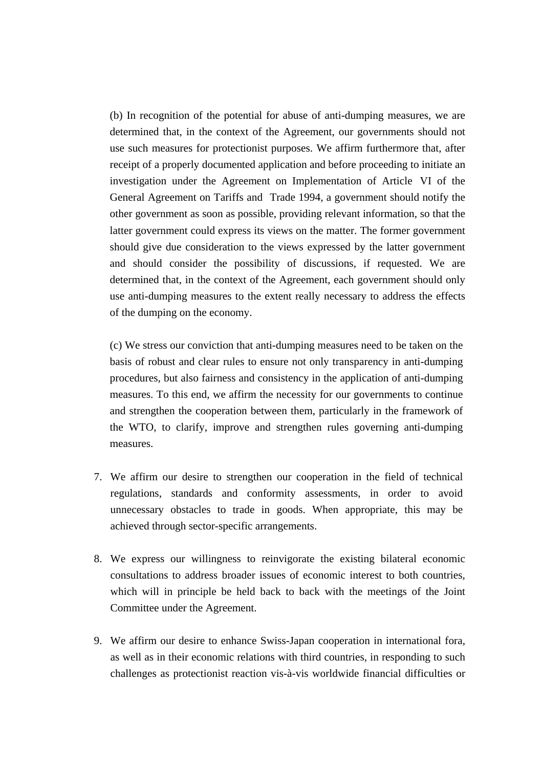(b) In recognition of the potential for abuse of anti-dumping measures, we are determined that, in the context of the Agreement, our governments should not use such measures for protectionist purposes. We affirm furthermore that, after receipt of a properly documented application and before proceeding to initiate an investigation under the Agreement on Implementation of Article VI of the General Agreement on Tariffs and Trade 1994, a government should notify the other government as soon as possible, providing relevant information, so that the latter government could express its views on the matter. The former government should give due consideration to the views expressed by the latter government and should consider the possibility of discussions, if requested. We are determined that, in the context of the Agreement, each government should only use anti-dumping measures to the extent really necessary to address the effects of the dumping on the economy.

(c) We stress our conviction that anti-dumping measures need to be taken on the basis of robust and clear rules to ensure not only transparency in anti-dumping procedures, but also fairness and consistency in the application of anti-dumping measures. To this end, we affirm the necessity for our governments to continue and strengthen the cooperation between them, particularly in the framework of the WTO, to clarify, improve and strengthen rules governing anti-dumping measures.

7. We affirm our desire to strengthen our cooperation in the field of technical regulations, standards and conformity assessments, in order to avoid unnecessary obstacles to trade in goods. When appropriate, this may be achieved through sector-specific arrangements.

8. We express our willingness to reinvigorate the existing bilateral economic consultations to address broader issues of economic interest to both countries, which will in principle be held back to back with the meetings of the Joint Committee under the Agreement.

9. We affirm our desire to enhance Swiss-Japan cooperation in international fora, as well as in their economic relations with third countries, in responding to such challenges as protectionist reaction vis-à-vis worldwide financial difficulties or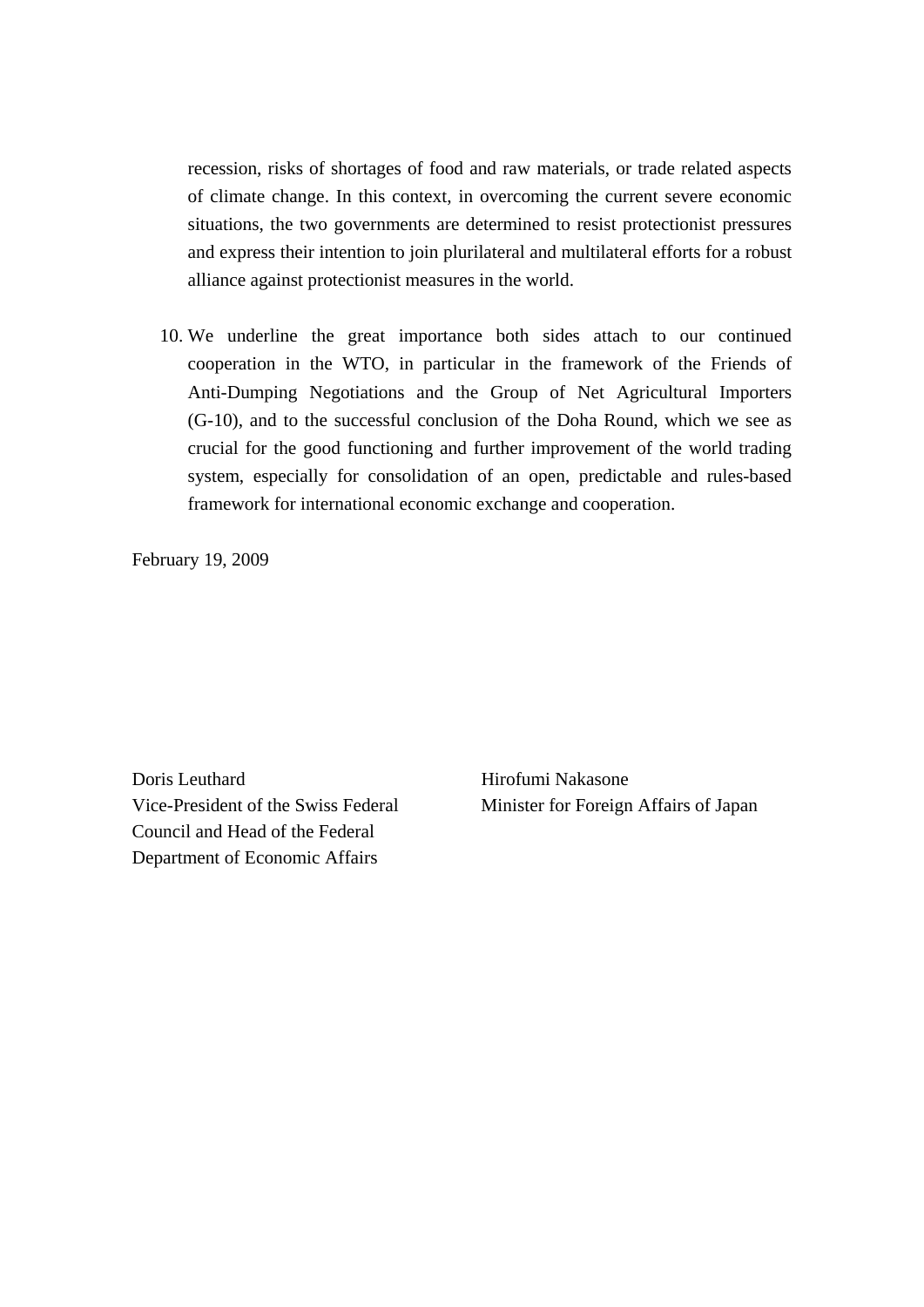recession, risks of shortages of food and raw materials, or trade related aspects of climate change. In this context, in overcoming the current severe economic situations, the two governments are determined to resist protectionist pressures and express their intention to join plurilateral and multilateral efforts for a robust alliance against protectionist measures in the world.

10. We underline the great importance both sides attach to our continued cooperation in the WTO, in particular in the framework of the Friends of Anti-Dumping Negotiations and the Group of Net Agricultural Importers (G-10), and to the successful conclusion of the Doha Round, which we see as crucial for the good functioning and further improvement of the world trading system, especially for consolidation of an open, predictable and rules-based framework for international economic exchange and cooperation.

February 19, 2009

Doris Leuthard
Vice-President of the Swiss Federal Council and Head of the Federal Department of Economic Affairs

Hirofumi Nakasone
Minister for Foreign Affairs of Japan